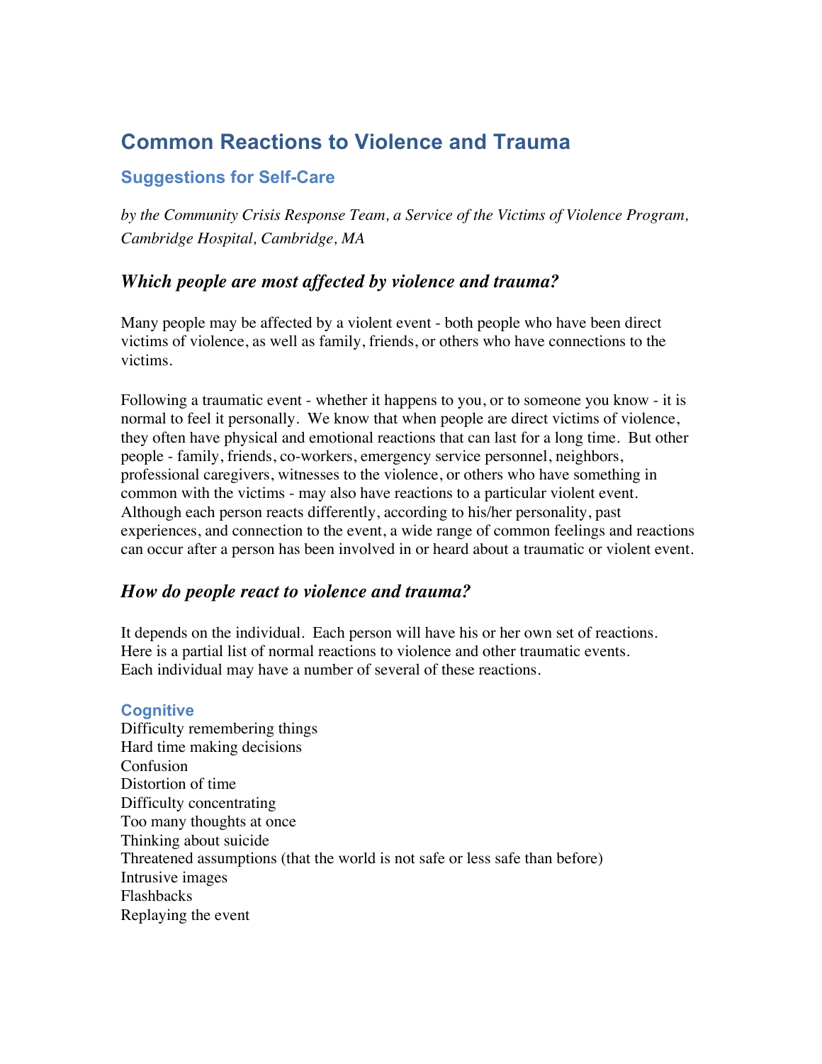# Common Reactions to Violence and Trauma

## Suggestions for Self-Care

*by the Community Crisis Response Team, a Service of the Victims of Violence Program, Cambridge Hospital, Cambridge, MA*

### *Which people are most affected by violence and trauma?*

Many people may be affected by a violent event - both people who have been direct victims of violence, as well as family, friends, or others who have connections to the victims.

Following a traumatic event - whether it happens to you, or to someone you know - it is normal to feel it personally. We know that when people are direct victims of violence, they often have physical and emotional reactions that can last for a long time. But other people - family, friends, co-workers, emergency service personnel, neighbors, professional caregivers, witnesses to the violence, or others who have something in common with the victims - may also have reactions to a particular violent event. Although each person reacts differently, according to his/her personality, past experiences, and connection to the event, a wide range of common feelings and reactions can occur after a person has been involved in or heard about a traumatic or violent event.

### *How do people react to violence and trauma?*

It depends on the individual. Each person will have his or her own set of reactions. Here is a partial list of normal reactions to violence and other traumatic events. Each individual may have a number of several of these reactions.

#### Cognitive

Difficulty remembering things
Hard time making decisions
Confusion
Distortion of time
Difficulty concentrating
Too many thoughts at once
Thinking about suicide
Threatened assumptions (that the world is not safe or less safe than before)
Intrusive images
Flashbacks
Replaying the event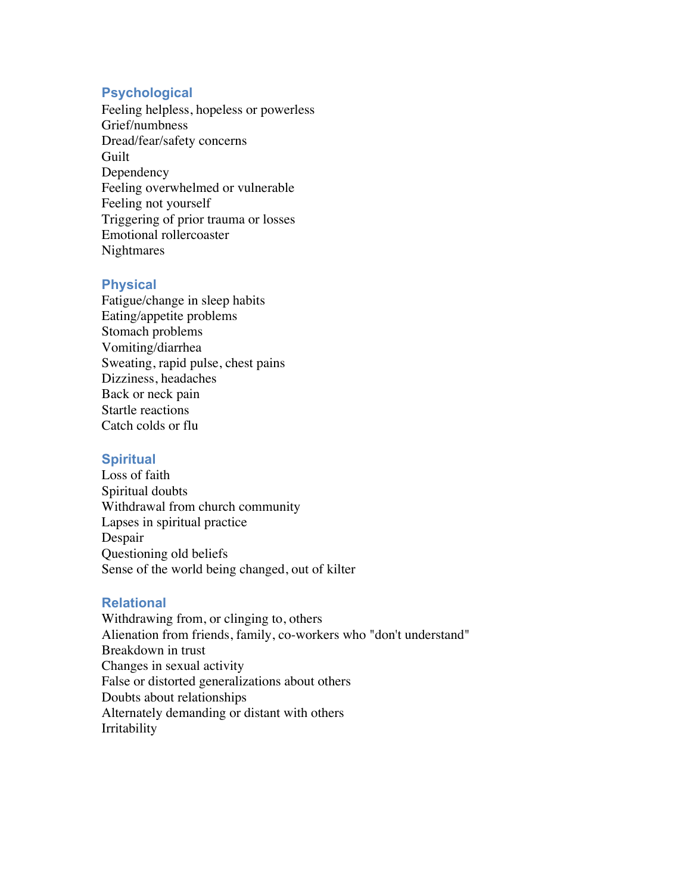## Psychological

Feeling helpless, hopeless or powerless
Grief/numbness
Dread/fear/safety concerns
Guilt
Dependency
Feeling overwhelmed or vulnerable
Feeling not yourself
Triggering of prior trauma or losses
Emotional rollercoaster
Nightmares

## Physical

Fatigue/change in sleep habits
Eating/appetite problems
Stomach problems
Vomiting/diarrhea
Sweating, rapid pulse, chest pains
Dizziness, headaches
Back or neck pain
Startle reactions
Catch colds or flu

## Spiritual

Loss of faith
Spiritual doubts
Withdrawal from church community
Lapses in spiritual practice
Despair
Questioning old beliefs
Sense of the world being changed, out of kilter

## Relational

Withdrawing from, or clinging to, others
Alienation from friends, family, co-workers who "don't understand"
Breakdown in trust
Changes in sexual activity
False or distorted generalizations about others
Doubts about relationships
Alternately demanding or distant with others
Irritability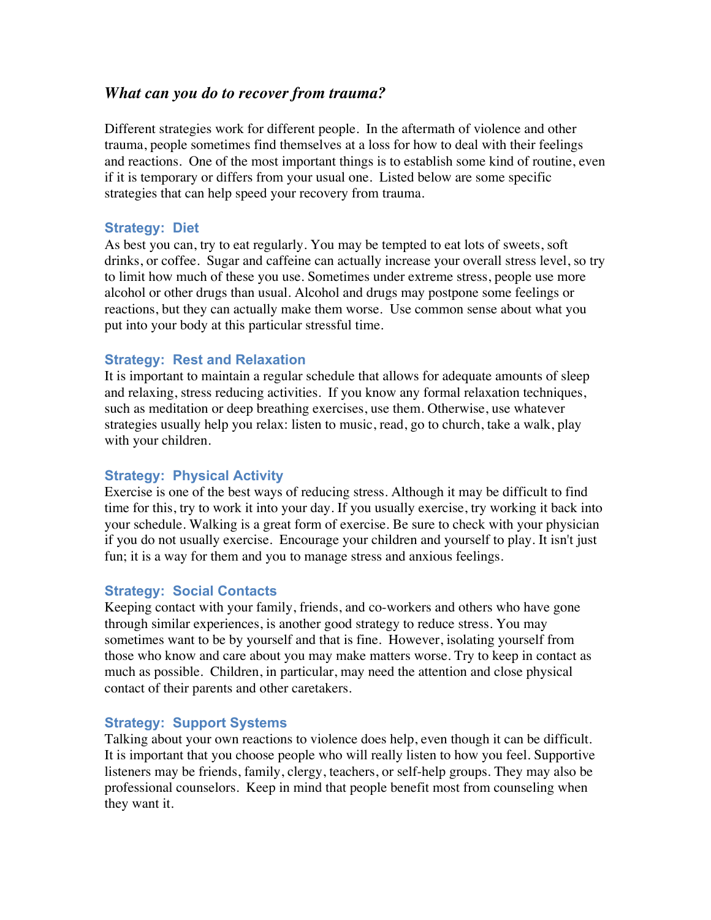## *What can you do to recover from trauma?*

Different strategies work for different people. In the aftermath of violence and other trauma, people sometimes find themselves at a loss for how to deal with their feelings and reactions. One of the most important things is to establish some kind of routine, even if it is temporary or differs from your usual one. Listed below are some specific strategies that can help speed your recovery from trauma.

### Strategy: Diet

As best you can, try to eat regularly. You may be tempted to eat lots of sweets, soft drinks, or coffee. Sugar and caffeine can actually increase your overall stress level, so try to limit how much of these you use. Sometimes under extreme stress, people use more alcohol or other drugs than usual. Alcohol and drugs may postpone some feelings or reactions, but they can actually make them worse. Use common sense about what you put into your body at this particular stressful time.

### Strategy: Rest and Relaxation

It is important to maintain a regular schedule that allows for adequate amounts of sleep and relaxing, stress reducing activities. If you know any formal relaxation techniques, such as meditation or deep breathing exercises, use them. Otherwise, use whatever strategies usually help you relax: listen to music, read, go to church, take a walk, play with your children.

### Strategy: Physical Activity

Exercise is one of the best ways of reducing stress. Although it may be difficult to find time for this, try to work it into your day. If you usually exercise, try working it back into your schedule. Walking is a great form of exercise. Be sure to check with your physician if you do not usually exercise. Encourage your children and yourself to play. It isn't just fun; it is a way for them and you to manage stress and anxious feelings.

### Strategy: Social Contacts

Keeping contact with your family, friends, and co-workers and others who have gone through similar experiences, is another good strategy to reduce stress. You may sometimes want to be by yourself and that is fine. However, isolating yourself from those who know and care about you may make matters worse. Try to keep in contact as much as possible. Children, in particular, may need the attention and close physical contact of their parents and other caretakers.

### Strategy: Support Systems

Talking about your own reactions to violence does help, even though it can be difficult. It is important that you choose people who will really listen to how you feel. Supportive listeners may be friends, family, clergy, teachers, or self-help groups. They may also be professional counselors. Keep in mind that people benefit most from counseling when they want it.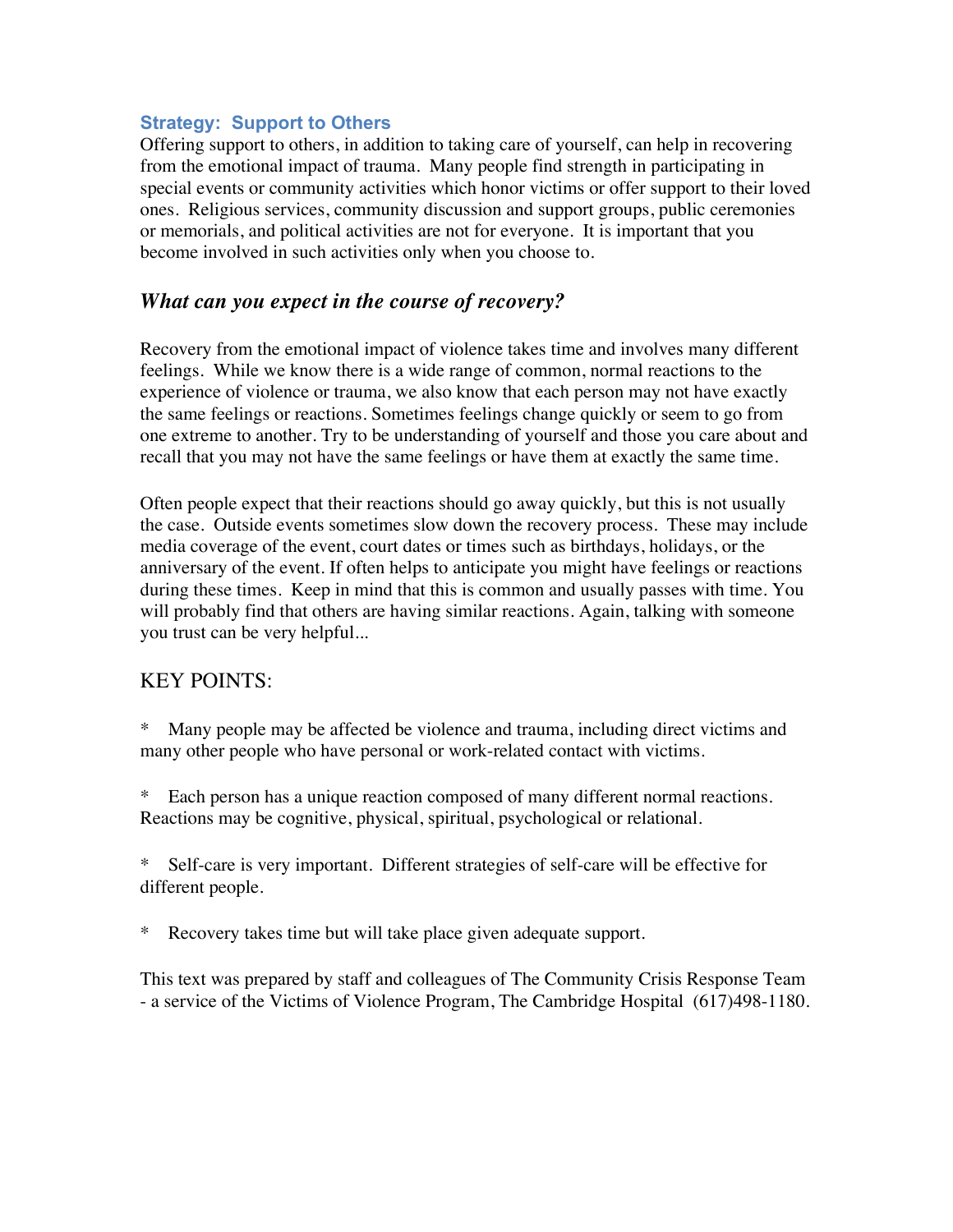### Strategy: Support to Others

Offering support to others, in addition to taking care of yourself, can help in recovering from the emotional impact of trauma. Many people find strength in participating in special events or community activities which honor victims or offer support to their loved ones. Religious services, community discussion and support groups, public ceremonies or memorials, and political activities are not for everyone. It is important that you become involved in such activities only when you choose to.

## *What can you expect in the course of recovery?*

Recovery from the emotional impact of violence takes time and involves many different feelings. While we know there is a wide range of common, normal reactions to the experience of violence or trauma, we also know that each person may not have exactly the same feelings or reactions. Sometimes feelings change quickly or seem to go from one extreme to another. Try to be understanding of yourself and those you care about and recall that you may not have the same feelings or have them at exactly the same time.

Often people expect that their reactions should go away quickly, but this is not usually the case. Outside events sometimes slow down the recovery process. These may include media coverage of the event, court dates or times such as birthdays, holidays, or the anniversary of the event. If often helps to anticipate you might have feelings or reactions during these times. Keep in mind that this is common and usually passes with time. You will probably find that others are having similar reactions. Again, talking with someone you trust can be very helpful...

## KEY POINTS:

* Many people may be affected be violence and trauma, including direct victims and many other people who have personal or work-related contact with victims.

* Each person has a unique reaction composed of many different normal reactions. Reactions may be cognitive, physical, spiritual, psychological or relational.

* Self-care is very important. Different strategies of self-care will be effective for different people.

* Recovery takes time but will take place given adequate support.

This text was prepared by staff and colleagues of The Community Crisis Response Team - a service of the Victims of Violence Program, The Cambridge Hospital (617)498-1180.